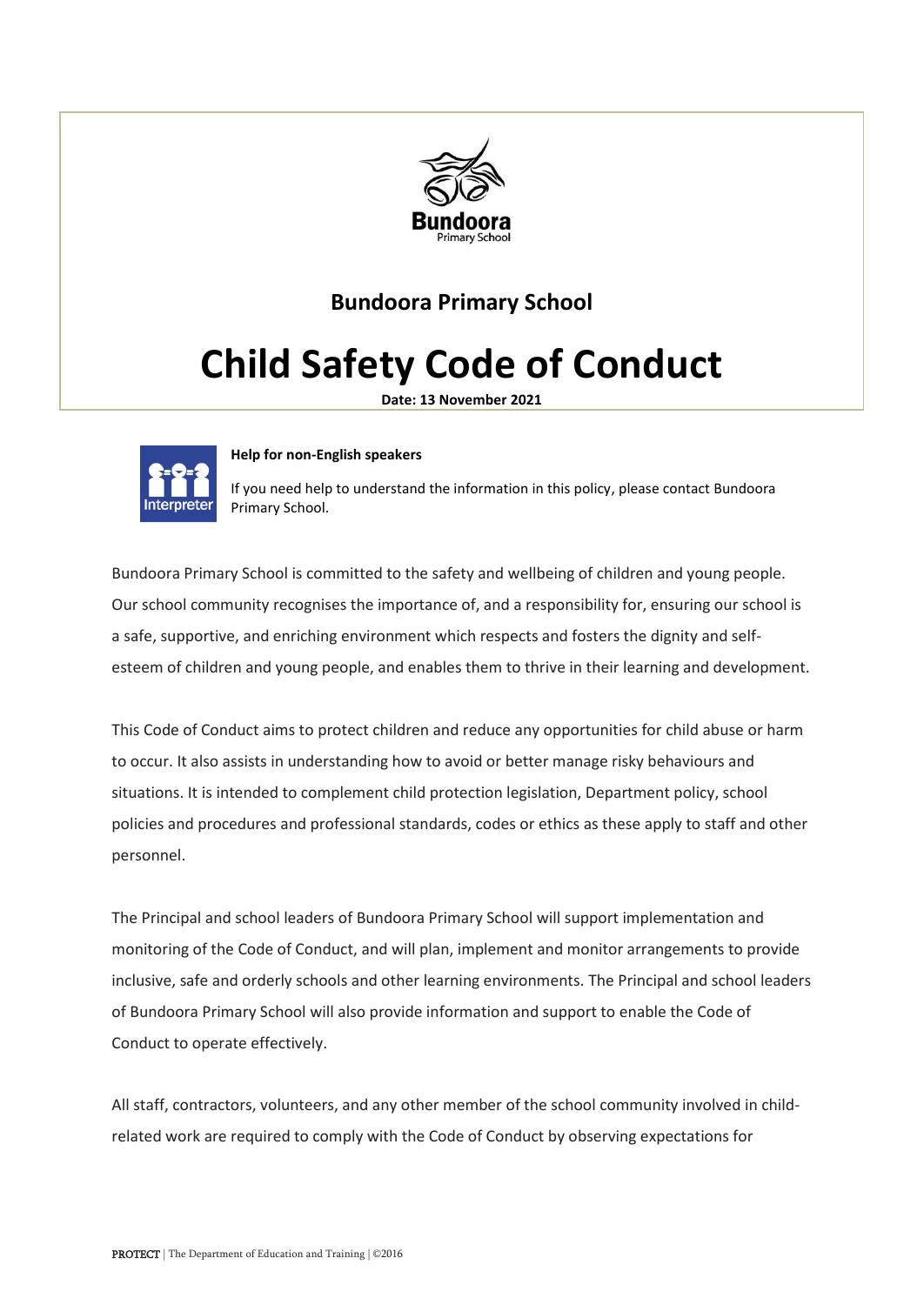**Bundoora Primary School**

# Child Safety Code of Conduct

**Date: 13 November 2021**

**Help for non-English speakers**

If you need help to understand the information in this policy, please contact Bundoora Primary School.

Bundoora Primary School is committed to the safety and wellbeing of children and young people. Our school community recognises the importance of, and a responsibility for, ensuring our school is a safe, supportive, and enriching environment which respects and fosters the dignity and self-esteem of children and young people, and enables them to thrive in their learning and development.

This Code of Conduct aims to protect children and reduce any opportunities for child abuse or harm to occur. It also assists in understanding how to avoid or better manage risky behaviours and situations. It is intended to complement child protection legislation, Department policy, school policies and procedures and professional standards, codes or ethics as these apply to staff and other personnel.

The Principal and school leaders of Bundoora Primary School will support implementation and monitoring of the Code of Conduct, and will plan, implement and monitor arrangements to provide inclusive, safe and orderly schools and other learning environments. The Principal and school leaders of Bundoora Primary School will also provide information and support to enable the Code of Conduct to operate effectively.

All staff, contractors, volunteers, and any other member of the school community involved in child-related work are required to comply with the Code of Conduct by observing expectations for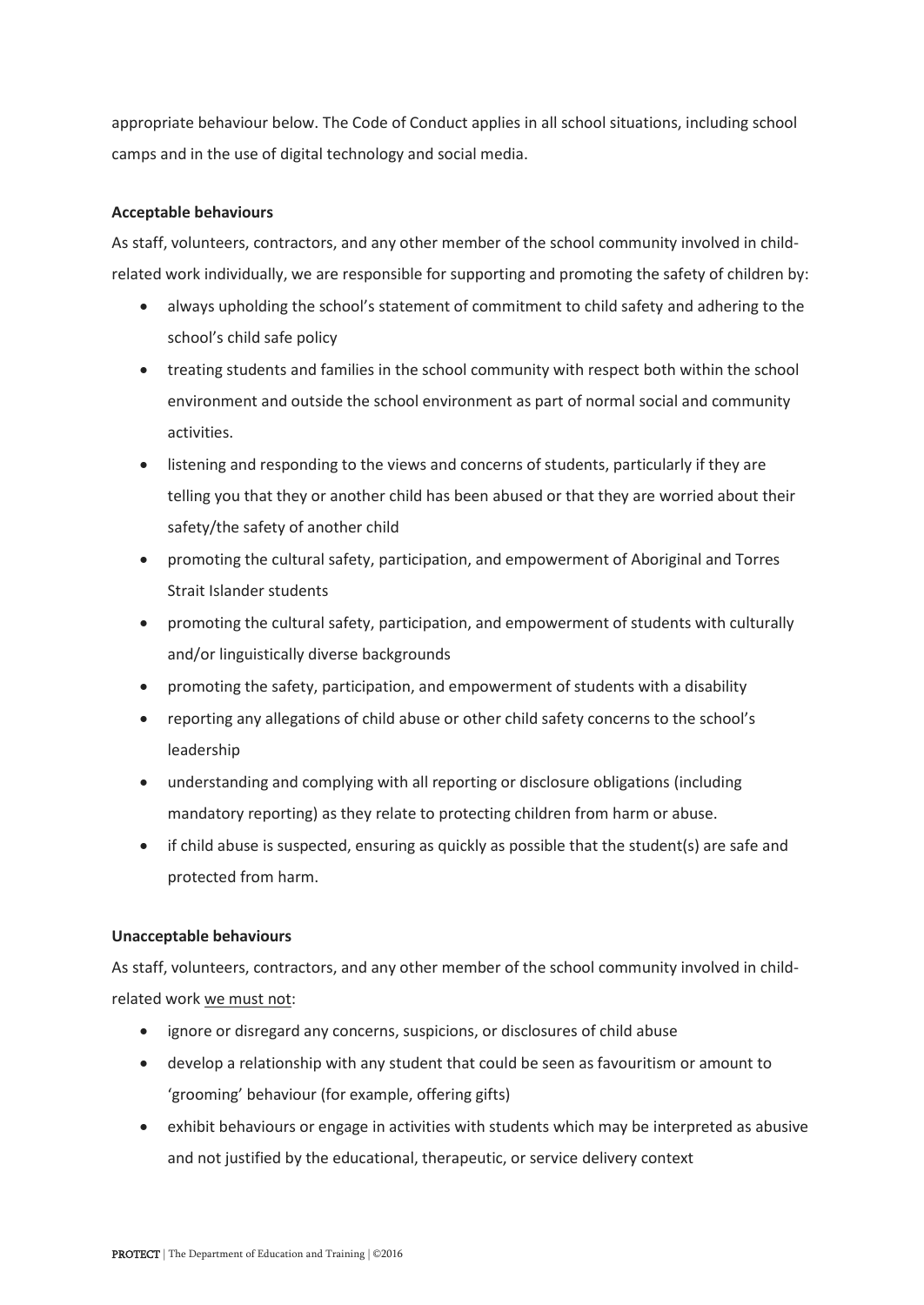appropriate behaviour below. The Code of Conduct applies in all school situations, including school camps and in the use of digital technology and social media.

**Acceptable behaviours**

As staff, volunteers, contractors, and any other member of the school community involved in child-related work individually, we are responsible for supporting and promoting the safety of children by:

- always upholding the school's statement of commitment to child safety and adhering to the school's child safe policy
- treating students and families in the school community with respect both within the school environment and outside the school environment as part of normal social and community activities.
- listening and responding to the views and concerns of students, particularly if they are telling you that they or another child has been abused or that they are worried about their safety/the safety of another child
- promoting the cultural safety, participation, and empowerment of Aboriginal and Torres Strait Islander students
- promoting the cultural safety, participation, and empowerment of students with culturally and/or linguistically diverse backgrounds
- promoting the safety, participation, and empowerment of students with a disability
- reporting any allegations of child abuse or other child safety concerns to the school's leadership
- understanding and complying with all reporting or disclosure obligations (including mandatory reporting) as they relate to protecting children from harm or abuse.
- if child abuse is suspected, ensuring as quickly as possible that the student(s) are safe and protected from harm.

**Unacceptable behaviours**

As staff, volunteers, contractors, and any other member of the school community involved in child-related work we must not:

- ignore or disregard any concerns, suspicions, or disclosures of child abuse
- develop a relationship with any student that could be seen as favouritism or amount to 'grooming' behaviour (for example, offering gifts)
- exhibit behaviours or engage in activities with students which may be interpreted as abusive and not justified by the educational, therapeutic, or service delivery context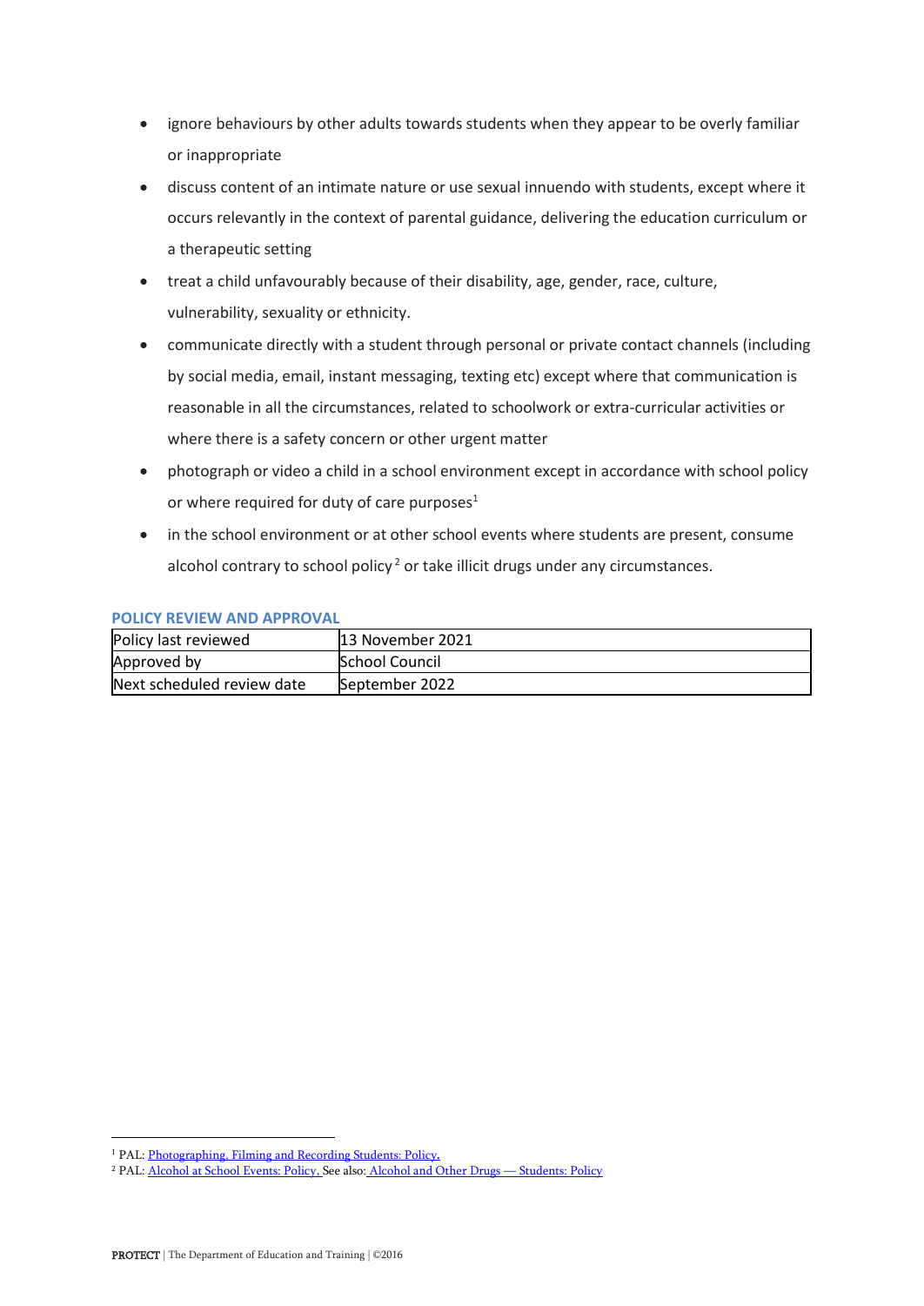- ignore behaviours by other adults towards students when they appear to be overly familiar or inappropriate
- discuss content of an intimate nature or use sexual innuendo with students, except where it occurs relevantly in the context of parental guidance, delivering the education curriculum or a therapeutic setting
- treat a child unfavourably because of their disability, age, gender, race, culture, vulnerability, sexuality or ethnicity.
- communicate directly with a student through personal or private contact channels (including by social media, email, instant messaging, texting etc) except where that communication is reasonable in all the circumstances, related to schoolwork or extra-curricular activities or where there is a safety concern or other urgent matter
- photograph or video a child in a school environment except in accordance with school policy or where required for duty of care purposes[1]
- in the school environment or at other school events where students are present, consume alcohol contrary to school policy[2] or take illicit drugs under any circumstances.

## POLICY REVIEW AND APPROVAL

| | |
|---|---|
| Policy last reviewed | 13 November 2021 |
| Approved by | School Council |
| Next scheduled review date | September 2022 |

[1] PAL: Photographing, Filming and Recording Students: Policy.

[2] PAL: Alcohol at School Events: Policy. See also: Alcohol and Other Drugs — Students: Policy